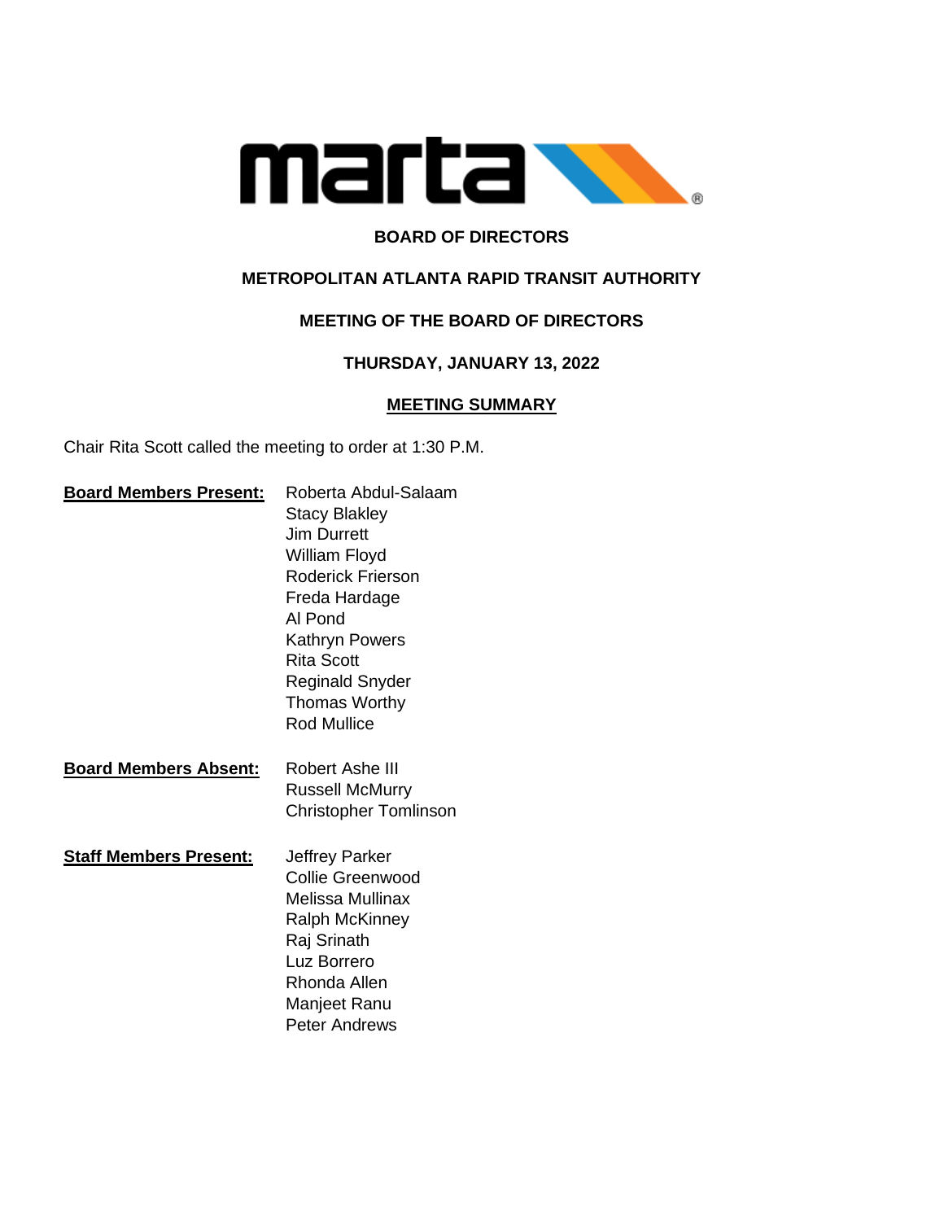**BOARD OF DIRECTORS**

**METROPOLITAN ATLANTA RAPID TRANSIT AUTHORITY**

**MEETING OF THE BOARD OF DIRECTORS**

**THURSDAY, JANUARY 13, 2022**

**MEETING SUMMARY**

Chair Rita Scott called the meeting to order at 1:30 P.M.

**Board Members Present:**

Roberta Abdul-Salaam
Stacy Blakley
Jim Durrett
William Floyd
Roderick Frierson
Freda Hardage
Al Pond
Kathryn Powers
Rita Scott
Reginald Snyder
Thomas Worthy
Rod Mullice

**Board Members Absent:**

Robert Ashe III
Russell McMurry
Christopher Tomlinson

**Staff Members Present:**

Jeffrey Parker
Collie Greenwood
Melissa Mullinax
Ralph McKinney
Raj Srinath
Luz Borrero
Rhonda Allen
Manjeet Ranu
Peter Andrews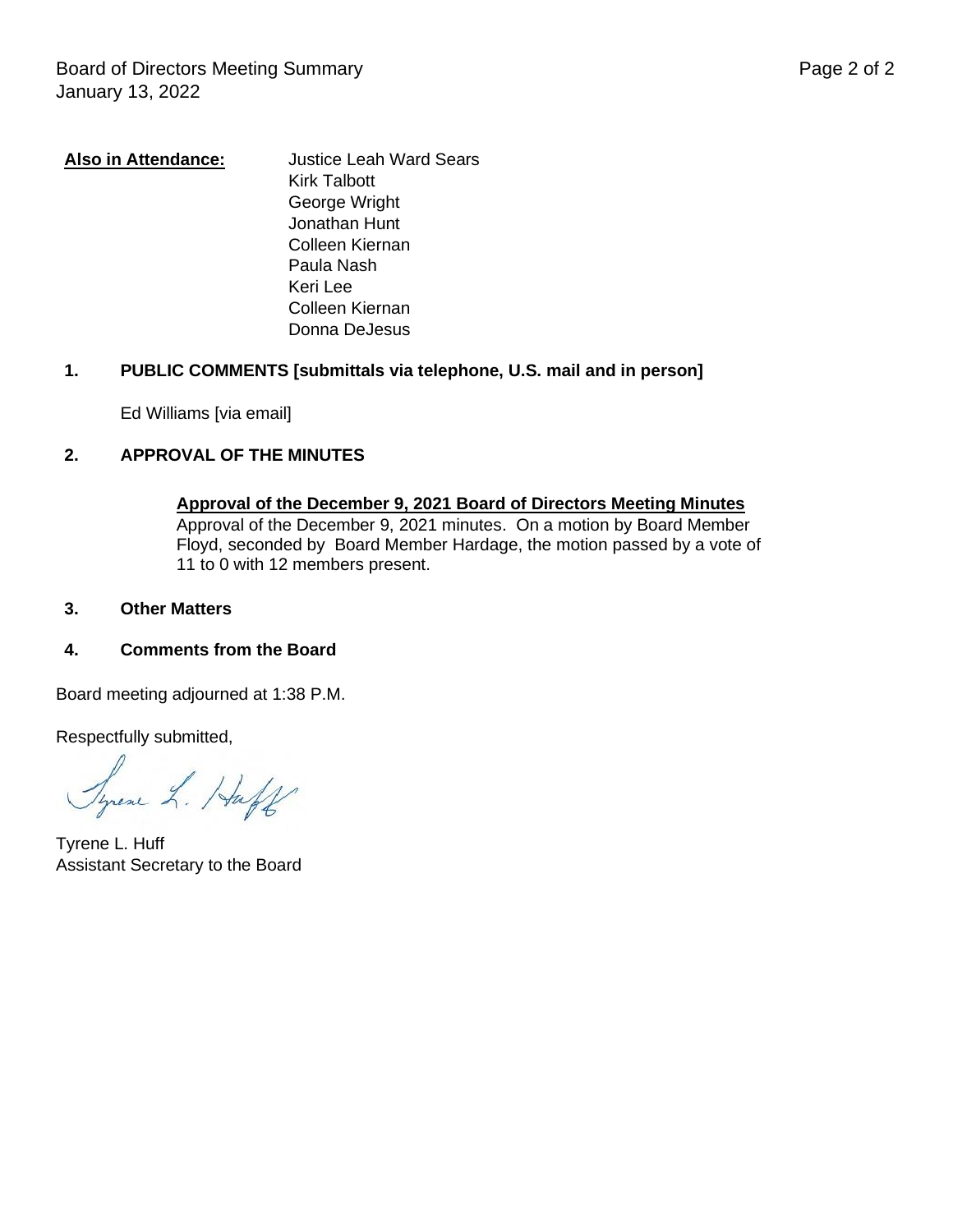**Also in Attendance:** Justice Leah Ward Sears
Kirk Talbott
George Wright
Jonathan Hunt
Colleen Kiernan
Paula Nash
Keri Lee
Colleen Kiernan
Donna DeJesus

**1. PUBLIC COMMENTS [submittals via telephone, U.S. mail and in person]**

Ed Williams [via email]

**2. APPROVAL OF THE MINUTES**

**Approval of the December 9, 2021 Board of Directors Meeting Minutes**
Approval of the December 9, 2021 minutes. On a motion by Board Member Floyd, seconded by Board Member Hardage, the motion passed by a vote of 11 to 0 with 12 members present.

**3. Other Matters**

**4. Comments from the Board**

Board meeting adjourned at 1:38 P.M.

Respectfully submitted,

Tyrene L. Huff
Assistant Secretary to the Board